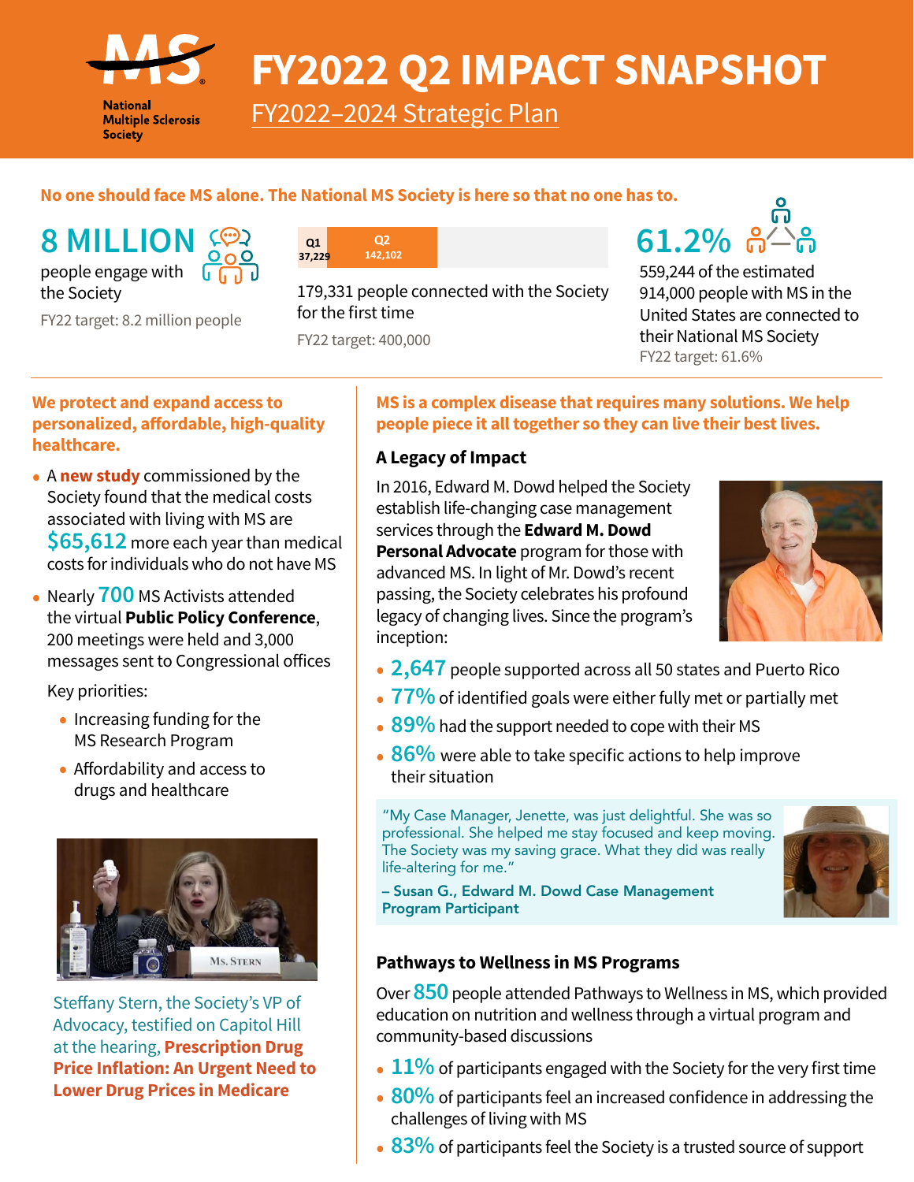# FY2022 Q2 IMPACT SNAPSHOT

## FY2022–2024 Strategic Plan

National Multiple Sclerosis Society

**No one should face MS alone. The National MS Society is here so that no one has to.**

**8 MILLION** people engage with the Society

FY22 target: 8.2 million people

Q1 37,229 | Q2 142,102

179,331 people connected with the Society for the first time

FY22 target: 400,000

**61.2%**

559,244 of the estimated 914,000 people with MS in the United States are connected to their National MS Society

FY22 target: 61.6%

### We protect and expand access to personalized, affordable, high-quality healthcare.

- A **new study** commissioned by the Society found that the medical costs associated with living with MS are **$65,612** more each year than medical costs for individuals who do not have MS
- Nearly **700** MS Activists attended the virtual **Public Policy Conference**, 200 meetings were held and 3,000 messages sent to Congressional offices

  Key priorities:

  - Increasing funding for the MS Research Program
  - Affordability and access to drugs and healthcare

Steffany Stern, the Society's VP of Advocacy, testified on Capitol Hill at the hearing, **Prescription Drug Price Inflation: An Urgent Need to Lower Drug Prices in Medicare**

### MS is a complex disease that requires many solutions. We help people piece it all together so they can live their best lives.

#### A Legacy of Impact

In 2016, Edward M. Dowd helped the Society establish life-changing case management services through the **Edward M. Dowd Personal Advocate** program for those with advanced MS. In light of Mr. Dowd's recent passing, the Society celebrates his profound legacy of changing lives. Since the program's inception:

- **2,647** people supported across all 50 states and Puerto Rico
- **77%** of identified goals were either fully met or partially met
- **89%** had the support needed to cope with their MS
- **86%** were able to take specific actions to help improve their situation

> "My Case Manager, Jenette, was just delightful. She was so professional. She helped me stay focused and keep moving. The Society was my saving grace. What they did was really life-altering for me."
>
> **– Susan G., Edward M. Dowd Case Management Program Participant**

#### Pathways to Wellness in MS Programs

Over **850** people attended Pathways to Wellness in MS, which provided education on nutrition and wellness through a virtual program and community-based discussions

- **11%** of participants engaged with the Society for the very first time
- **80%** of participants feel an increased confidence in addressing the challenges of living with MS
- **83%** of participants feel the Society is a trusted source of support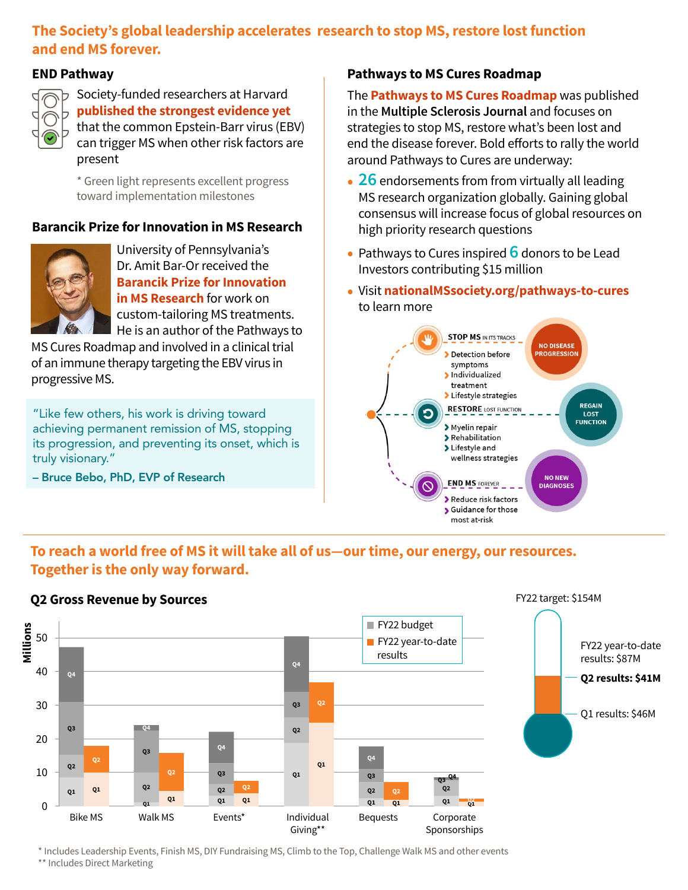## The Society's global leadership accelerates research to stop MS, restore lost function and end MS forever.

### END Pathway

Society-funded researchers at Harvard **published the strongest evidence yet** that the common Epstein-Barr virus (EBV) can trigger MS when other risk factors are present

* Green light represents excellent progress toward implementation milestones

### Barancik Prize for Innovation in MS Research

University of Pennsylvania's Dr. Amit Bar-Or received the **Barancik Prize for Innovation in MS Research** for work on custom-tailoring MS treatments. He is an author of the Pathways to MS Cures Roadmap and involved in a clinical trial of an immune therapy targeting the EBV virus in progressive MS.

"Like few others, his work is driving toward achieving permanent remission of MS, stopping its progression, and preventing its onset, which is truly visionary."

– Bruce Bebo, PhD, EVP of Research

### Pathways to MS Cures Roadmap

The **Pathways to MS Cures Roadmap** was published in the **Multiple Sclerosis Journal** and focuses on strategies to stop MS, restore what's been lost and end the disease forever. Bold efforts to rally the world around Pathways to Cures are underway:

- **26** endorsements from from virtually all leading MS research organization globally. Gaining global consensus will increase focus of global resources on high priority research questions
- Pathways to Cures inspired **6** donors to be Lead Investors contributing $15 million
- Visit **nationalMSsociety.org/pathways-to-cures** to learn more

STOP MS IN ITS TRACKS
- Detection before symptoms
- Individualized treatment
- Lifestyle strategies

NO DISEASE PROGRESSION

RESTORE LOST FUNCTION
- Myelin repair
- Rehabilitation
- Lifestyle and wellness strategies

REGAIN LOST FUNCTION

END MS FOREVER
- Reduce risk factors
- Guidance for those most at-risk

NO NEW DIAGNOSES

## To reach a world free of MS it will take all of us—our time, our energy, our resources. Together is the only way forward.

### Q2 Gross Revenue by Sources

Millions

50
40
30
20
10
0

FY22 budget
FY22 year-to-date results

Bike MS
Walk MS
Events*
Individual Giving**
Bequests
Corporate Sponsorships

Q1 Q2 Q3 Q4

FY22 target: $154M

FY22 year-to-date results: $87M

**Q2 results: $41M**

Q1 results: $46M

\* Includes Leadership Events, Finish MS, DIY Fundraising MS, Climb to the Top, Challenge Walk MS and other events

\*\* Includes Direct Marketing